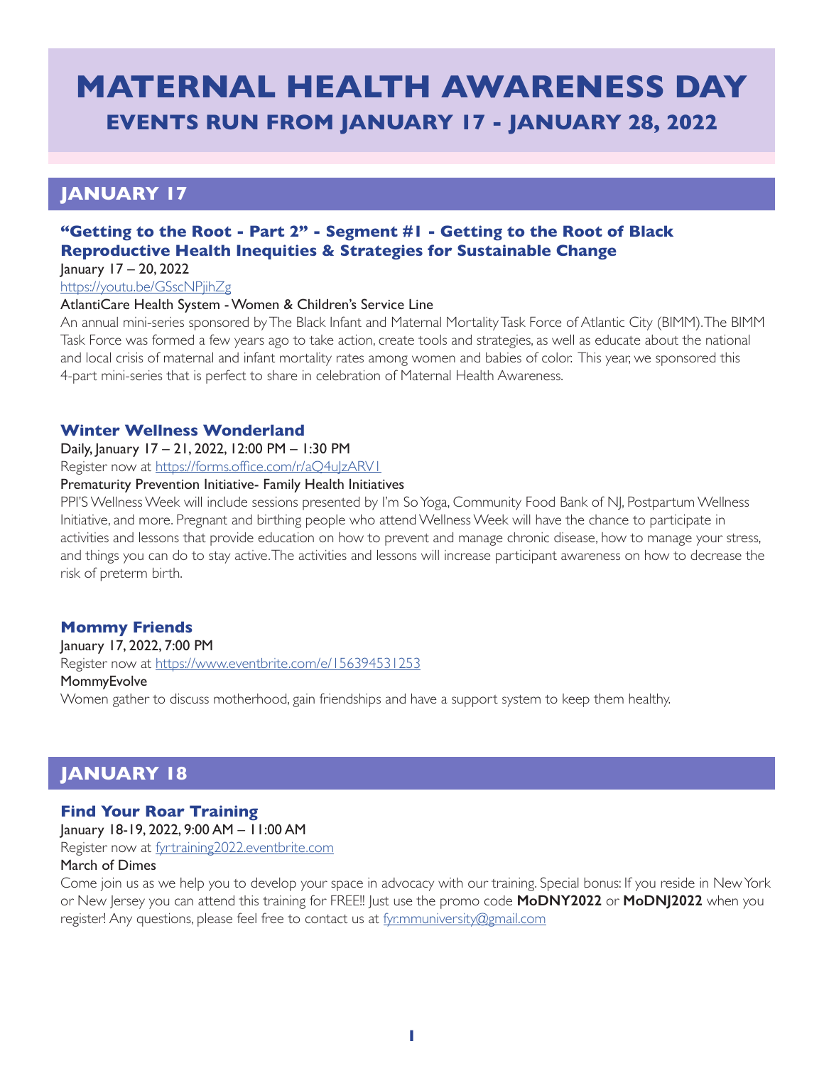# MATERNAL HEALTH AWARENESS DAY

## EVENTS RUN FROM JANUARY 17 - JANUARY 28, 2022

## JANUARY 17

### "Getting to the Root - Part 2" - Segment #1 - Getting to the Root of Black Reproductive Health Inequities & Strategies for Sustainable Change

January 17 – 20, 2022

https://youtu.be/GSscNPjihZg

AtlantiCare Health System - Women & Children's Service Line

An annual mini-series sponsored by The Black Infant and Maternal Mortality Task Force of Atlantic City (BIMM). The BIMM Task Force was formed a few years ago to take action, create tools and strategies, as well as educate about the national and local crisis of maternal and infant mortality rates among women and babies of color. This year, we sponsored this 4-part mini-series that is perfect to share in celebration of Maternal Health Awareness.

### Winter Wellness Wonderland

Daily, January 17 – 21, 2022, 12:00 PM – 1:30 PM

Register now at https://forms.office.com/r/aQ4uJzARV1

Prematurity Prevention Initiative- Family Health Initiatives

PPI'S Wellness Week will include sessions presented by I'm So Yoga, Community Food Bank of NJ, Postpartum Wellness Initiative, and more. Pregnant and birthing people who attend Wellness Week will have the chance to participate in activities and lessons that provide education on how to prevent and manage chronic disease, how to manage your stress, and things you can do to stay active. The activities and lessons will increase participant awareness on how to decrease the risk of preterm birth.

### Mommy Friends

January 17, 2022, 7:00 PM

Register now at https://www.eventbrite.com/e/156394531253

MommyEvolve

Women gather to discuss motherhood, gain friendships and have a support system to keep them healthy.

## JANUARY 18

### Find Your Roar Training

January 18-19, 2022, 9:00 AM – 11:00 AM

Register now at fyrtraining2022.eventbrite.com

March of Dimes

Come join us as we help you to develop your space in advocacy with our training. Special bonus: If you reside in New York or New Jersey you can attend this training for FREE!! Just use the promo code **MoDNY2022** or **MoDNJ2022** when you register! Any questions, please feel free to contact us at fyr.mmuniversity@gmail.com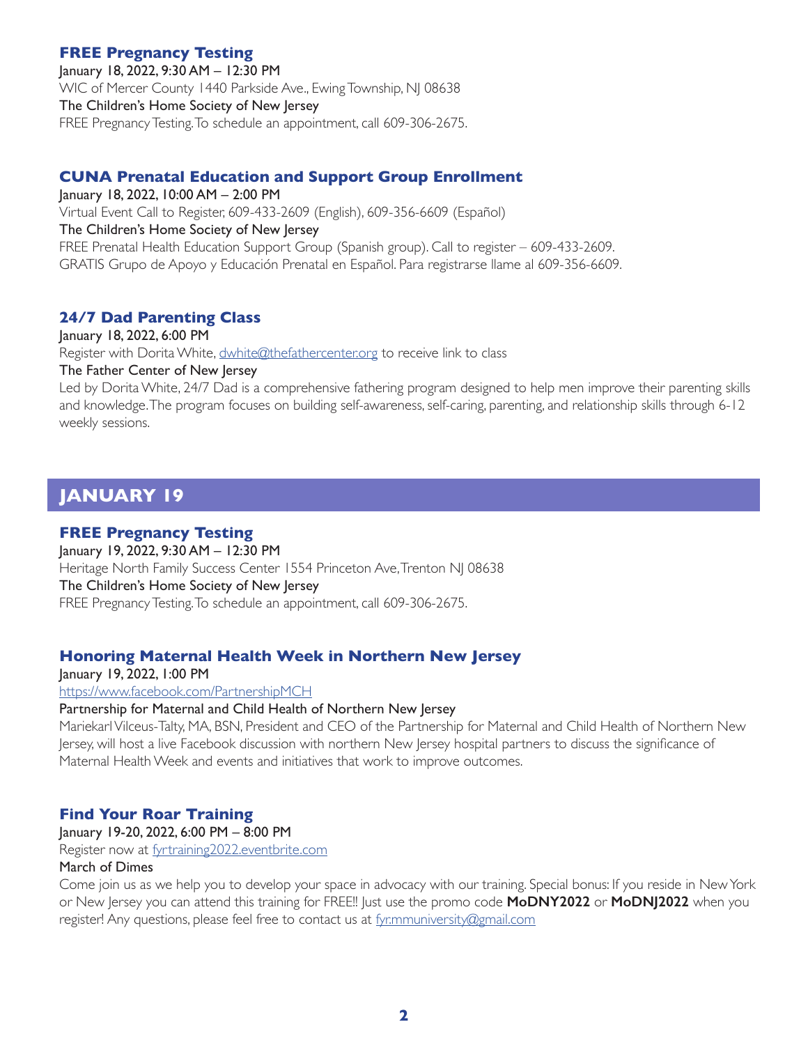### FREE Pregnancy Testing

January 18, 2022, 9:30 AM – 12:30 PM
WIC of Mercer County 1440 Parkside Ave., Ewing Township, NJ 08638
The Children's Home Society of New Jersey
FREE Pregnancy Testing. To schedule an appointment, call 609-306-2675.

### CUNA Prenatal Education and Support Group Enrollment

January 18, 2022, 10:00 AM – 2:00 PM
Virtual Event Call to Register, 609-433-2609 (English), 609-356-6609 (Español)
The Children's Home Society of New Jersey
FREE Prenatal Health Education Support Group (Spanish group). Call to register – 609-433-2609.
GRATIS Grupo de Apoyo y Educación Prenatal en Español. Para registrarse llame al 609-356-6609.

### 24/7 Dad Parenting Class

January 18, 2022, 6:00 PM
Register with Dorita White, dwhite@thefathercenter.org to receive link to class
The Father Center of New Jersey
Led by Dorita White, 24/7 Dad is a comprehensive fathering program designed to help men improve their parenting skills and knowledge. The program focuses on building self-awareness, self-caring, parenting, and relationship skills through 6-12 weekly sessions.

## JANUARY 19

### FREE Pregnancy Testing

January 19, 2022, 9:30 AM – 12:30 PM
Heritage North Family Success Center 1554 Princeton Ave, Trenton NJ 08638
The Children's Home Society of New Jersey
FREE Pregnancy Testing. To schedule an appointment, call 609-306-2675.

### Honoring Maternal Health Week in Northern New Jersey

January 19, 2022, 1:00 PM
https://www.facebook.com/PartnershipMCH
Partnership for Maternal and Child Health of Northern New Jersey
Mariekarl Vilceus-Talty, MA, BSN, President and CEO of the Partnership for Maternal and Child Health of Northern New Jersey, will host a live Facebook discussion with northern New Jersey hospital partners to discuss the significance of Maternal Health Week and events and initiatives that work to improve outcomes.

### Find Your Roar Training

January 19-20, 2022, 6:00 PM – 8:00 PM
Register now at fyrtraining2022.eventbrite.com
March of Dimes
Come join us as we help you to develop your space in advocacy with our training. Special bonus: If you reside in New York or New Jersey you can attend this training for FREE!! Just use the promo code **MoDNY2022** or **MoDNJ2022** when you register! Any questions, please feel free to contact us at fyr.mmuniversity@gmail.com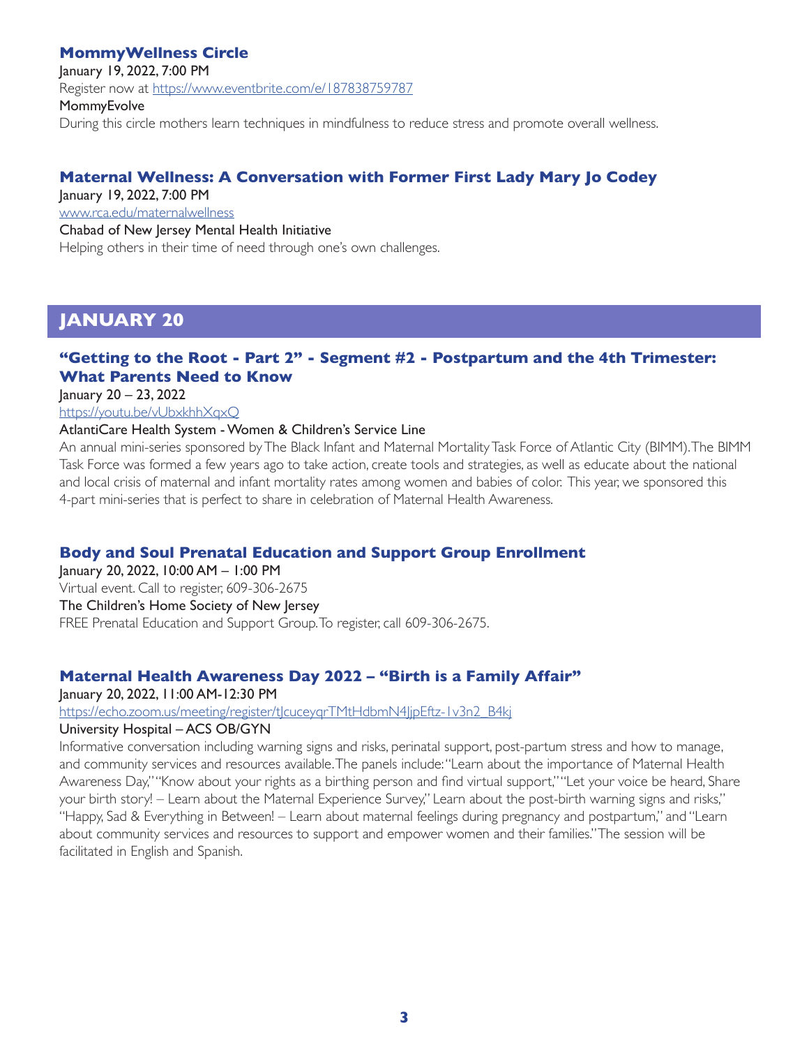### MommyWellness Circle

January 19, 2022, 7:00 PM

Register now at https://www.eventbrite.com/e/187838759787

MommyEvolve

During this circle mothers learn techniques in mindfulness to reduce stress and promote overall wellness.

### Maternal Wellness: A Conversation with Former First Lady Mary Jo Codey

January 19, 2022, 7:00 PM

www.rca.edu/maternalwellness

Chabad of New Jersey Mental Health Initiative

Helping others in their time of need through one's own challenges.

## JANUARY 20

### "Getting to the Root - Part 2" - Segment #2 - Postpartum and the 4th Trimester: What Parents Need to Know

January 20 – 23, 2022

https://youtu.be/vUbxkhhXqxQ

AtlantiCare Health System - Women & Children's Service Line

An annual mini-series sponsored by The Black Infant and Maternal Mortality Task Force of Atlantic City (BIMM). The BIMM Task Force was formed a few years ago to take action, create tools and strategies, as well as educate about the national and local crisis of maternal and infant mortality rates among women and babies of color. This year, we sponsored this 4-part mini-series that is perfect to share in celebration of Maternal Health Awareness.

### Body and Soul Prenatal Education and Support Group Enrollment

January 20, 2022, 10:00 AM – 1:00 PM

Virtual event. Call to register, 609-306-2675

The Children's Home Society of New Jersey

FREE Prenatal Education and Support Group. To register, call 609-306-2675.

### Maternal Health Awareness Day 2022 – "Birth is a Family Affair"

January 20, 2022, 11:00 AM-12:30 PM

https://echo.zoom.us/meeting/register/tJcuceyqrTMtHdbmN4JjpEftz-1v3n2_B4kj

University Hospital – ACS OB/GYN

Informative conversation including warning signs and risks, perinatal support, post-partum stress and how to manage, and community services and resources available. The panels include: "Learn about the importance of Maternal Health Awareness Day," "Know about your rights as a birthing person and find virtual support," "Let your voice be heard, Share your birth story! – Learn about the Maternal Experience Survey," Learn about the post-birth warning signs and risks," "Happy, Sad & Everything in Between! – Learn about maternal feelings during pregnancy and postpartum," and "Learn about community services and resources to support and empower women and their families." The session will be facilitated in English and Spanish.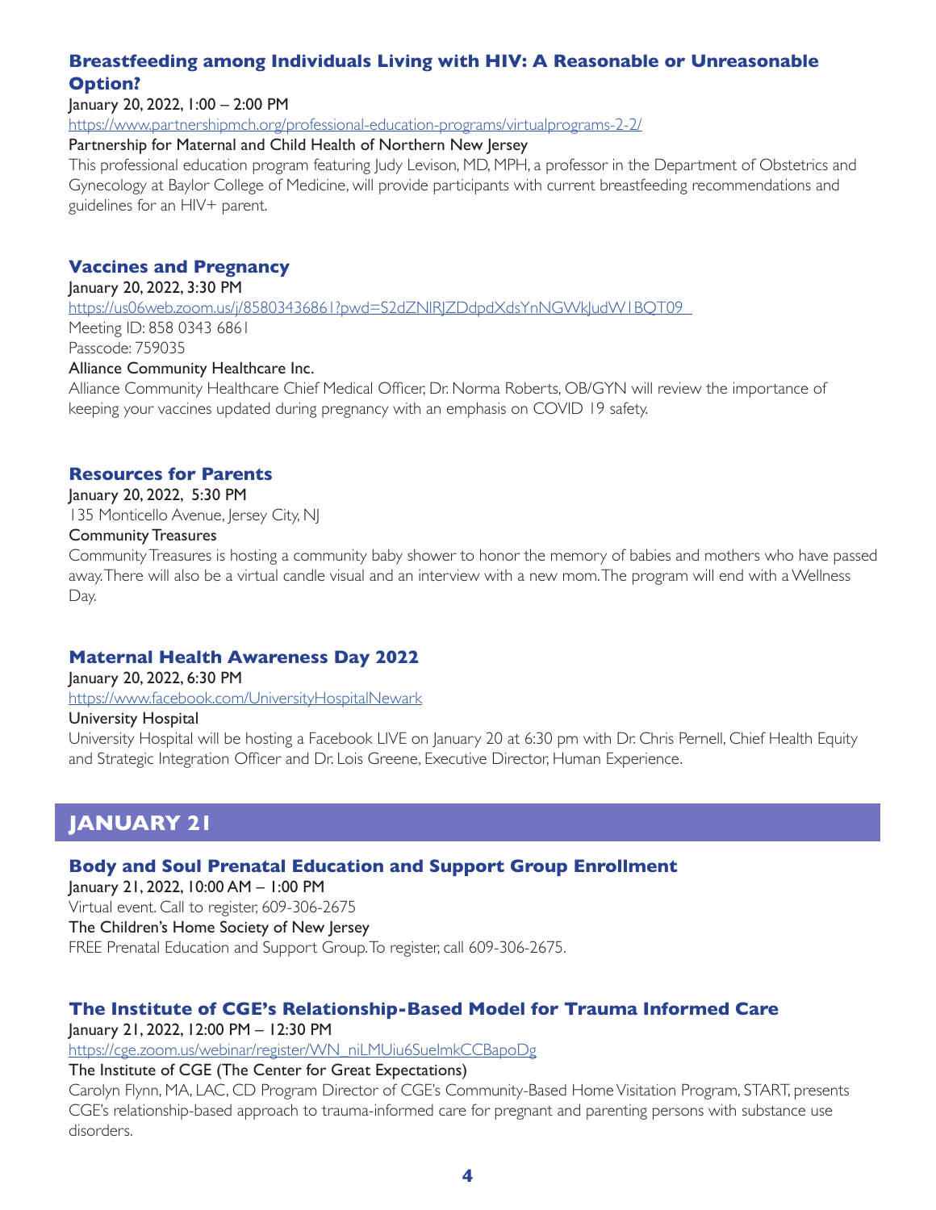### Breastfeeding among Individuals Living with HIV: A Reasonable or Unreasonable Option?

January 20, 2022, 1:00 – 2:00 PM

https://www.partnershipmch.org/professional-education-programs/virtualprograms-2-2/

Partnership for Maternal and Child Health of Northern New Jersey

This professional education program featuring Judy Levison, MD, MPH, a professor in the Department of Obstetrics and Gynecology at Baylor College of Medicine, will provide participants with current breastfeeding recommendations and guidelines for an HIV+ parent.

### Vaccines and Pregnancy

January 20, 2022, 3:30 PM

https://us06web.zoom.us/j/85803436861?pwd=S2dZNlRJZDdpdXdsYnNGWkJudW1BQT09

Meeting ID: 858 0343 6861

Passcode: 759035

Alliance Community Healthcare Inc.

Alliance Community Healthcare Chief Medical Officer, Dr. Norma Roberts, OB/GYN will review the importance of keeping your vaccines updated during pregnancy with an emphasis on COVID 19 safety.

### Resources for Parents

January 20, 2022, 5:30 PM

135 Monticello Avenue, Jersey City, NJ

Community Treasures

Community Treasures is hosting a community baby shower to honor the memory of babies and mothers who have passed away. There will also be a virtual candle visual and an interview with a new mom. The program will end with a Wellness Day.

### Maternal Health Awareness Day 2022

January 20, 2022, 6:30 PM

https://www.facebook.com/UniversityHospitalNewark

University Hospital

University Hospital will be hosting a Facebook LIVE on January 20 at 6:30 pm with Dr. Chris Pernell, Chief Health Equity and Strategic Integration Officer and Dr. Lois Greene, Executive Director, Human Experience.

## JANUARY 21

### Body and Soul Prenatal Education and Support Group Enrollment

January 21, 2022, 10:00 AM – 1:00 PM

Virtual event. Call to register, 609-306-2675

The Children's Home Society of New Jersey

FREE Prenatal Education and Support Group. To register, call 609-306-2675.

### The Institute of CGE's Relationship-Based Model for Trauma Informed Care

January 21, 2022, 12:00 PM – 12:30 PM

https://cge.zoom.us/webinar/register/WN_niLMUiu6SuelmkCCBapoDg

The Institute of CGE (The Center for Great Expectations)

Carolyn Flynn, MA, LAC, CD Program Director of CGE's Community-Based Home Visitation Program, START, presents CGE's relationship-based approach to trauma-informed care for pregnant and parenting persons with substance use disorders.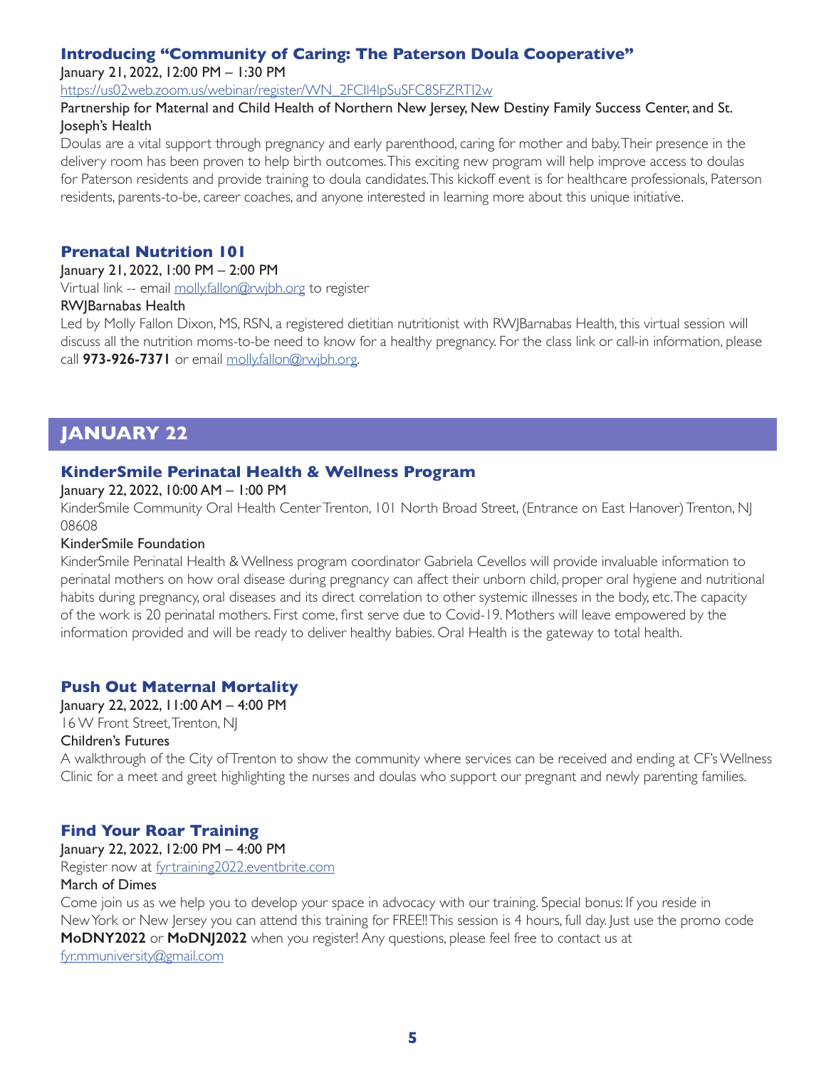### Introducing "Community of Caring: The Paterson Doula Cooperative"

January 21, 2022, 12:00 PM – 1:30 PM

https://us02web.zoom.us/webinar/register/WN_2FCIl4lpSuSFC8SFZRTI2w

Partnership for Maternal and Child Health of Northern New Jersey, New Destiny Family Success Center, and St. Joseph's Health

Doulas are a vital support through pregnancy and early parenthood, caring for mother and baby. Their presence in the delivery room has been proven to help birth outcomes. This exciting new program will help improve access to doulas for Paterson residents and provide training to doula candidates. This kickoff event is for healthcare professionals, Paterson residents, parents-to-be, career coaches, and anyone interested in learning more about this unique initiative.

### Prenatal Nutrition 101

January 21, 2022, 1:00 PM – 2:00 PM

Virtual link -- email molly.fallon@rwjbh.org to register

RWJBarnabas Health

Led by Molly Fallon Dixon, MS, RSN, a registered dietitian nutritionist with RWJBarnabas Health, this virtual session will discuss all the nutrition moms-to-be need to know for a healthy pregnancy. For the class link or call-in information, please call **973-926-7371** or email molly.fallon@rwjbh.org.

## JANUARY 22

### KinderSmile Perinatal Health & Wellness Program

January 22, 2022, 10:00 AM – 1:00 PM

KinderSmile Community Oral Health Center Trenton, 101 North Broad Street, (Entrance on East Hanover) Trenton, NJ 08608

KinderSmile Foundation

KinderSmile Perinatal Health & Wellness program coordinator Gabriela Cevellos will provide invaluable information to perinatal mothers on how oral disease during pregnancy can affect their unborn child, proper oral hygiene and nutritional habits during pregnancy, oral diseases and its direct correlation to other systemic illnesses in the body, etc. The capacity of the work is 20 perinatal mothers. First come, first serve due to Covid-19. Mothers will leave empowered by the information provided and will be ready to deliver healthy babies. Oral Health is the gateway to total health.

### Push Out Maternal Mortality

January 22, 2022, 11:00 AM – 4:00 PM

16 W Front Street, Trenton, NJ

Children's Futures

A walkthrough of the City of Trenton to show the community where services can be received and ending at CF's Wellness Clinic for a meet and greet highlighting the nurses and doulas who support our pregnant and newly parenting families.

### Find Your Roar Training

January 22, 2022, 12:00 PM – 4:00 PM

Register now at fyrtraining2022.eventbrite.com

March of Dimes

Come join us as we help you to develop your space in advocacy with our training. Special bonus: If you reside in New York or New Jersey you can attend this training for FREE!! This session is 4 hours, full day. Just use the promo code **MoDNY2022** or **MoDNJ2022** when you register! Any questions, please feel free to contact us at fyr.mmuniversity@gmail.com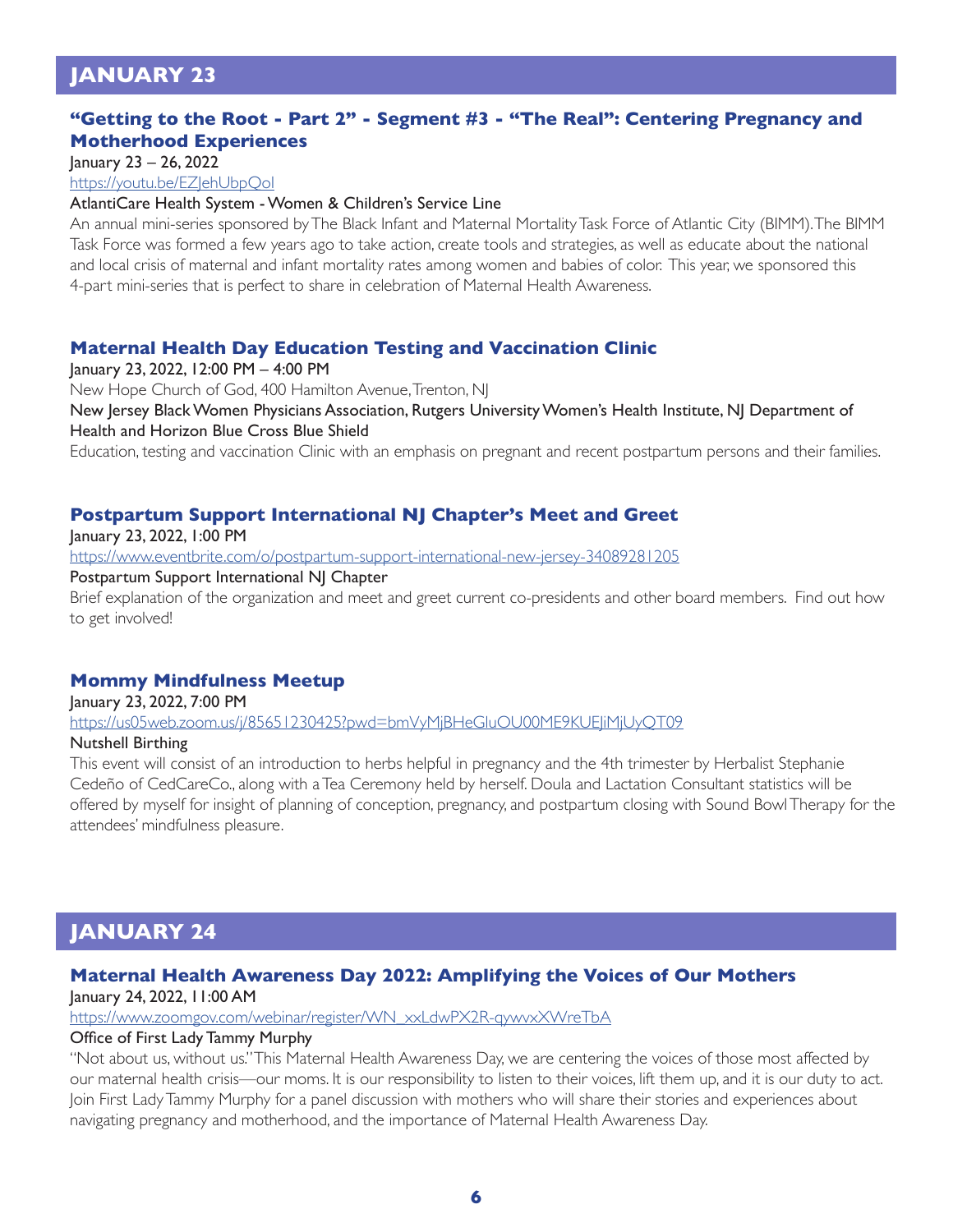## JANUARY 23

### "Getting to the Root - Part 2" - Segment #3 - "The Real": Centering Pregnancy and Motherhood Experiences

January 23 – 26, 2022

https://youtu.be/EZJehUbpQoI

AtlantiCare Health System - Women & Children's Service Line

An annual mini-series sponsored by The Black Infant and Maternal Mortality Task Force of Atlantic City (BIMM). The BIMM Task Force was formed a few years ago to take action, create tools and strategies, as well as educate about the national and local crisis of maternal and infant mortality rates among women and babies of color. This year, we sponsored this 4-part mini-series that is perfect to share in celebration of Maternal Health Awareness.

### Maternal Health Day Education Testing and Vaccination Clinic

January 23, 2022, 12:00 PM – 4:00 PM

New Hope Church of God, 400 Hamilton Avenue, Trenton, NJ

New Jersey Black Women Physicians Association, Rutgers University Women's Health Institute, NJ Department of Health and Horizon Blue Cross Blue Shield

Education, testing and vaccination Clinic with an emphasis on pregnant and recent postpartum persons and their families.

### Postpartum Support International NJ Chapter's Meet and Greet

January 23, 2022, 1:00 PM

https://www.eventbrite.com/o/postpartum-support-international-new-jersey-34089281205

Postpartum Support International NJ Chapter

Brief explanation of the organization and meet and greet current co-presidents and other board members. Find out how to get involved!

### Mommy Mindfulness Meetup

January 23, 2022, 7:00 PM

https://us05web.zoom.us/j/85651230425?pwd=bmVyMjBHeGluOU00ME9KUEJiMjUyQT09

Nutshell Birthing

This event will consist of an introduction to herbs helpful in pregnancy and the 4th trimester by Herbalist Stephanie Cedeño of CedCareCo., along with a Tea Ceremony held by herself. Doula and Lactation Consultant statistics will be offered by myself for insight of planning of conception, pregnancy, and postpartum closing with Sound Bowl Therapy for the attendees' mindfulness pleasure.

## JANUARY 24

### Maternal Health Awareness Day 2022: Amplifying the Voices of Our Mothers

January 24, 2022, 11:00 AM

https://www.zoomgov.com/webinar/register/WN_xxLdwPX2R-qywvxXWreTbA

Office of First Lady Tammy Murphy

"Not about us, without us." This Maternal Health Awareness Day, we are centering the voices of those most affected by our maternal health crisis—our moms. It is our responsibility to listen to their voices, lift them up, and it is our duty to act. Join First Lady Tammy Murphy for a panel discussion with mothers who will share their stories and experiences about navigating pregnancy and motherhood, and the importance of Maternal Health Awareness Day.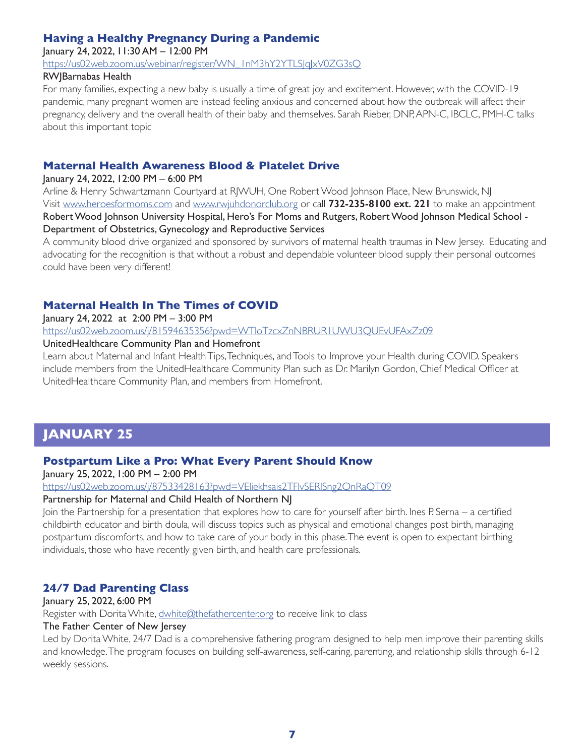### Having a Healthy Pregnancy During a Pandemic

January 24, 2022, 11:30 AM – 12:00 PM

https://us02web.zoom.us/webinar/register/WN_1nM3hY2YTLSJqJxV0ZG3sQ

RWJBarnabas Health

For many families, expecting a new baby is usually a time of great joy and excitement. However, with the COVID-19 pandemic, many pregnant women are instead feeling anxious and concerned about how the outbreak will affect their pregnancy, delivery and the overall health of their baby and themselves. Sarah Rieber, DNP, APN-C, IBCLC, PMH-C talks about this important topic

### Maternal Health Awareness Blood & Platelet Drive

January 24, 2022, 12:00 PM – 6:00 PM

Arline & Henry Schwartzmann Courtyard at RJWUH, One Robert Wood Johnson Place, New Brunswick, NJ

Visit www.heroesformoms.com and www.rwjuhdonorclub.org or call **732-235-8100 ext. 221** to make an appointment

Robert Wood Johnson University Hospital, Hero's For Moms and Rutgers, Robert Wood Johnson Medical School - Department of Obstetrics, Gynecology and Reproductive Services

A community blood drive organized and sponsored by survivors of maternal health traumas in New Jersey. Educating and advocating for the recognition is that without a robust and dependable volunteer blood supply their personal outcomes could have been very different!

### Maternal Health In The Times of COVID

January 24, 2022 at 2:00 PM – 3:00 PM

https://us02web.zoom.us/j/81594635356?pwd=WTloTzcxZnNBRUR1UWU3QUEvUFAxZz09

UnitedHealthcare Community Plan and Homefront

Learn about Maternal and Infant Health Tips, Techniques, and Tools to Improve your Health during COVID. Speakers include members from the UnitedHealthcare Community Plan such as Dr. Marilyn Gordon, Chief Medical Officer at UnitedHealthcare Community Plan, and members from Homefront.

## JANUARY 25

### Postpartum Like a Pro: What Every Parent Should Know

January 25, 2022, 1:00 PM – 2:00 PM

https://us02web.zoom.us/j/87533428163?pwd=VEliekhsais2TFlvSERlSng2QnRaQT09

Partnership for Maternal and Child Health of Northern NJ

Join the Partnership for a presentation that explores how to care for yourself after birth. Ines P. Serna – a certified childbirth educator and birth doula, will discuss topics such as physical and emotional changes post birth, managing postpartum discomforts, and how to take care of your body in this phase. The event is open to expectant birthing individuals, those who have recently given birth, and health care professionals.

### 24/7 Dad Parenting Class

January 25, 2022, 6:00 PM

Register with Dorita White, dwhite@thefathercenter.org to receive link to class

The Father Center of New Jersey

Led by Dorita White, 24/7 Dad is a comprehensive fathering program designed to help men improve their parenting skills and knowledge. The program focuses on building self-awareness, self-caring, parenting, and relationship skills through 6-12 weekly sessions.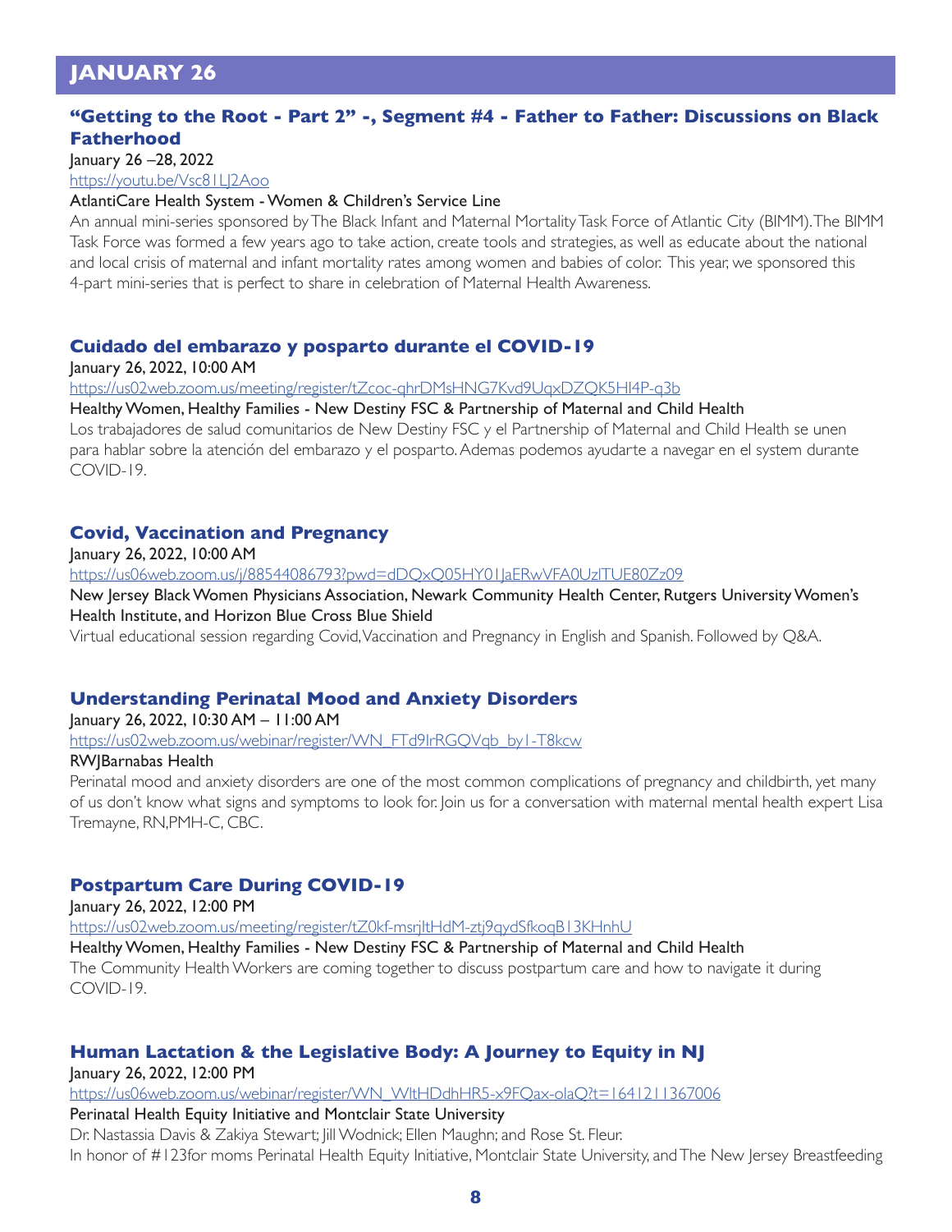## JANUARY 26

### "Getting to the Root - Part 2" -, Segment #4 - Father to Father: Discussions on Black Fatherhood

January 26 –28, 2022

https://youtu.be/Vsc81LJ2Aoo

AtlantiCare Health System - Women & Children's Service Line

An annual mini-series sponsored by The Black Infant and Maternal Mortality Task Force of Atlantic City (BIMM). The BIMM Task Force was formed a few years ago to take action, create tools and strategies, as well as educate about the national and local crisis of maternal and infant mortality rates among women and babies of color. This year, we sponsored this 4-part mini-series that is perfect to share in celebration of Maternal Health Awareness.

### Cuidado del embarazo y posparto durante el COVID-19

January 26, 2022, 10:00 AM

https://us02web.zoom.us/meeting/register/tZcoc-qhrDMsHNG7Kvd9UqxDZQK5HI4P-q3b

Healthy Women, Healthy Families - New Destiny FSC & Partnership of Maternal and Child Health

Los trabajadores de salud comunitarios de New Destiny FSC y el Partnership of Maternal and Child Health se unen para hablar sobre la atención del embarazo y el posparto. Ademas podemos ayudarte a navegar en el system durante COVID-19.

### Covid, Vaccination and Pregnancy

January 26, 2022, 10:00 AM

https://us06web.zoom.us/j/88544086793?pwd=dDQxQ05HY01JaERwVFA0UzlTUE80Zz09

New Jersey Black Women Physicians Association, Newark Community Health Center, Rutgers University Women's Health Institute, and Horizon Blue Cross Blue Shield

Virtual educational session regarding Covid, Vaccination and Pregnancy in English and Spanish. Followed by Q&A.

### Understanding Perinatal Mood and Anxiety Disorders

January 26, 2022, 10:30 AM – 11:00 AM

https://us02web.zoom.us/webinar/register/WN_FTd9IrRGQVqb_by1-T8kcw

RWJBarnabas Health

Perinatal mood and anxiety disorders are one of the most common complications of pregnancy and childbirth, yet many of us don't know what signs and symptoms to look for. Join us for a conversation with maternal mental health expert Lisa Tremayne, RN,PMH-C, CBC.

### Postpartum Care During COVID-19

January 26, 2022, 12:00 PM

https://us02web.zoom.us/meeting/register/tZ0kf-msrjltHdM-ztj9qydSfkoqB13KHnhU

Healthy Women, Healthy Families - New Destiny FSC & Partnership of Maternal and Child Health

The Community Health Workers are coming together to discuss postpartum care and how to navigate it during COVID-19.

### Human Lactation & the Legislative Body: A Journey to Equity in NJ

January 26, 2022, 12:00 PM

https://us06web.zoom.us/webinar/register/WN_WltHDdhHR5-x9FQax-olaQ?t=1641211367006

Perinatal Health Equity Initiative and Montclair State University

Dr. Nastassia Davis & Zakiya Stewart; Jill Wodnick; Ellen Maughn; and Rose St. Fleur.

In honor of #123for moms Perinatal Health Equity Initiative, Montclair State University, and The New Jersey Breastfeeding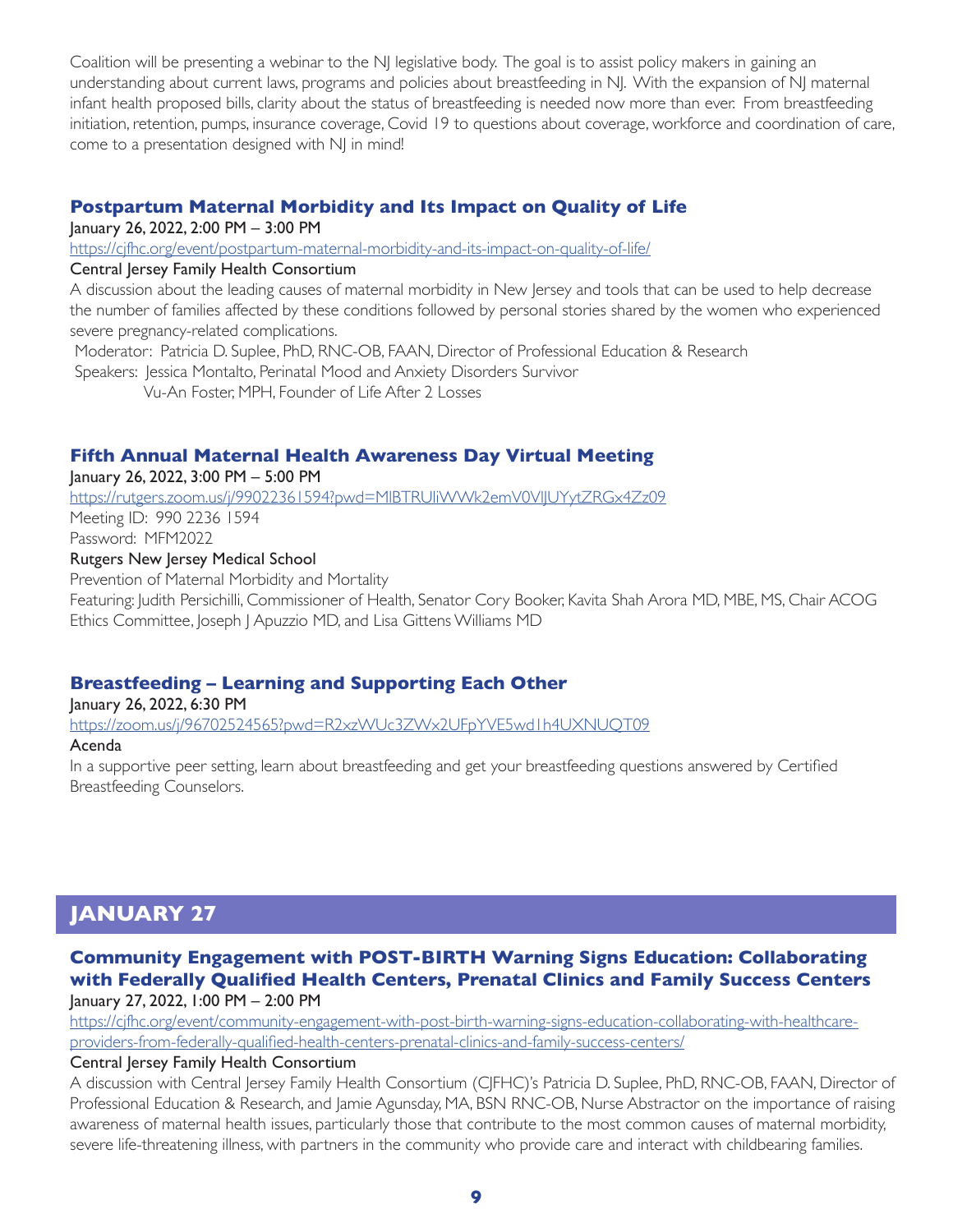Coalition will be presenting a webinar to the NJ legislative body. The goal is to assist policy makers in gaining an understanding about current laws, programs and policies about breastfeeding in NJ. With the expansion of NJ maternal infant health proposed bills, clarity about the status of breastfeeding is needed now more than ever. From breastfeeding initiation, retention, pumps, insurance coverage, Covid 19 to questions about coverage, workforce and coordination of care, come to a presentation designed with NJ in mind!

### Postpartum Maternal Morbidity and Its Impact on Quality of Life

January 26, 2022, 2:00 PM – 3:00 PM

https://cjfhc.org/event/postpartum-maternal-morbidity-and-its-impact-on-quality-of-life/

Central Jersey Family Health Consortium

A discussion about the leading causes of maternal morbidity in New Jersey and tools that can be used to help decrease the number of families affected by these conditions followed by personal stories shared by the women who experienced severe pregnancy-related complications.

Moderator: Patricia D. Suplee, PhD, RNC-OB, FAAN, Director of Professional Education & Research

Speakers: Jessica Montalto, Perinatal Mood and Anxiety Disorders Survivor

Vu-An Foster, MPH, Founder of Life After 2 Losses

### Fifth Annual Maternal Health Awareness Day Virtual Meeting

January 26, 2022, 3:00 PM – 5:00 PM

https://rutgers.zoom.us/j/99022361594?pwd=MlBTRUliWWk2emV0VlJUYytZRGx4Zz09

Meeting ID: 990 2236 1594

Password: MFM2022

Rutgers New Jersey Medical School

Prevention of Maternal Morbidity and Mortality

Featuring: Judith Persichilli, Commissioner of Health, Senator Cory Booker, Kavita Shah Arora MD, MBE, MS, Chair ACOG Ethics Committee, Joseph J Apuzzio MD, and Lisa Gittens Williams MD

### Breastfeeding – Learning and Supporting Each Other

January 26, 2022, 6:30 PM

https://zoom.us/j/96702524565?pwd=R2xzWUc3ZWx2UFpYVE5wd1h4UXNUQT09

Acenda

In a supportive peer setting, learn about breastfeeding and get your breastfeeding questions answered by Certified Breastfeeding Counselors.

## JANUARY 27

### Community Engagement with POST-BIRTH Warning Signs Education: Collaborating with Federally Qualified Health Centers, Prenatal Clinics and Family Success Centers

January 27, 2022, 1:00 PM – 2:00 PM

https://cjfhc.org/event/community-engagement-with-post-birth-warning-signs-education-collaborating-with-healthcare-providers-from-federally-qualified-health-centers-prenatal-clinics-and-family-success-centers/

Central Jersey Family Health Consortium

A discussion with Central Jersey Family Health Consortium (CJFHC)'s Patricia D. Suplee, PhD, RNC-OB, FAAN, Director of Professional Education & Research, and Jamie Agunsday, MA, BSN RNC-OB, Nurse Abstractor on the importance of raising awareness of maternal health issues, particularly those that contribute to the most common causes of maternal morbidity, severe life-threatening illness, with partners in the community who provide care and interact with childbearing families.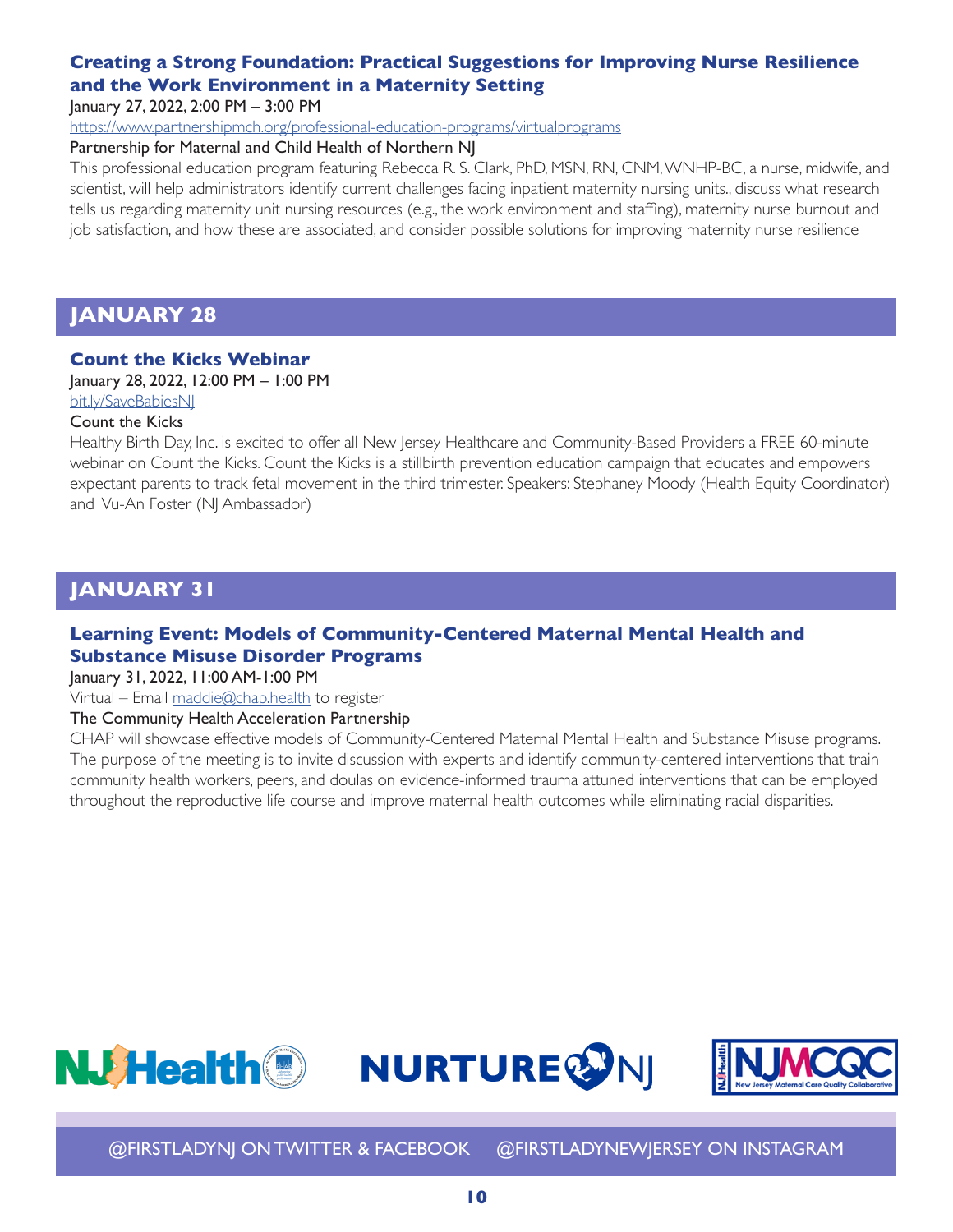### Creating a Strong Foundation: Practical Suggestions for Improving Nurse Resilience and the Work Environment in a Maternity Setting

January 27, 2022, 2:00 PM – 3:00 PM

https://www.partnershipmch.org/professional-education-programs/virtualprograms

Partnership for Maternal and Child Health of Northern NJ

This professional education program featuring Rebecca R. S. Clark, PhD, MSN, RN, CNM, WNHP-BC, a nurse, midwife, and scientist, will help administrators identify current challenges facing inpatient maternity nursing units., discuss what research tells us regarding maternity unit nursing resources (e.g., the work environment and staffing), maternity nurse burnout and job satisfaction, and how these are associated, and consider possible solutions for improving maternity nurse resilience

## JANUARY 28

### Count the Kicks Webinar

January 28, 2022, 12:00 PM – 1:00 PM

bit.ly/SaveBabiesNJ

Count the Kicks

Healthy Birth Day, Inc. is excited to offer all New Jersey Healthcare and Community-Based Providers a FREE 60-minute webinar on Count the Kicks. Count the Kicks is a stillbirth prevention education campaign that educates and empowers expectant parents to track fetal movement in the third trimester. Speakers: Stephaney Moody (Health Equity Coordinator) and Vu-An Foster (NJ Ambassador)

## JANUARY 31

### Learning Event: Models of Community-Centered Maternal Mental Health and Substance Misuse Disorder Programs

January 31, 2022, 11:00 AM-1:00 PM

Virtual – Email maddie@chap.health to register

The Community Health Acceleration Partnership

CHAP will showcase effective models of Community-Centered Maternal Mental Health and Substance Misuse programs. The purpose of the meeting is to invite discussion with experts and identify community-centered interventions that train community health workers, peers, and doulas on evidence-informed trauma attuned interventions that can be employed throughout the reproductive life course and improve maternal health outcomes while eliminating racial disparities.

NJ Health NURTURE NJ NJMCQC New Jersey Maternal Care Quality Collaborative

@FIRSTLADYNJ ON TWITTER & FACEBOOK @FIRSTLADYNEWJERSEY ON INSTAGRAM